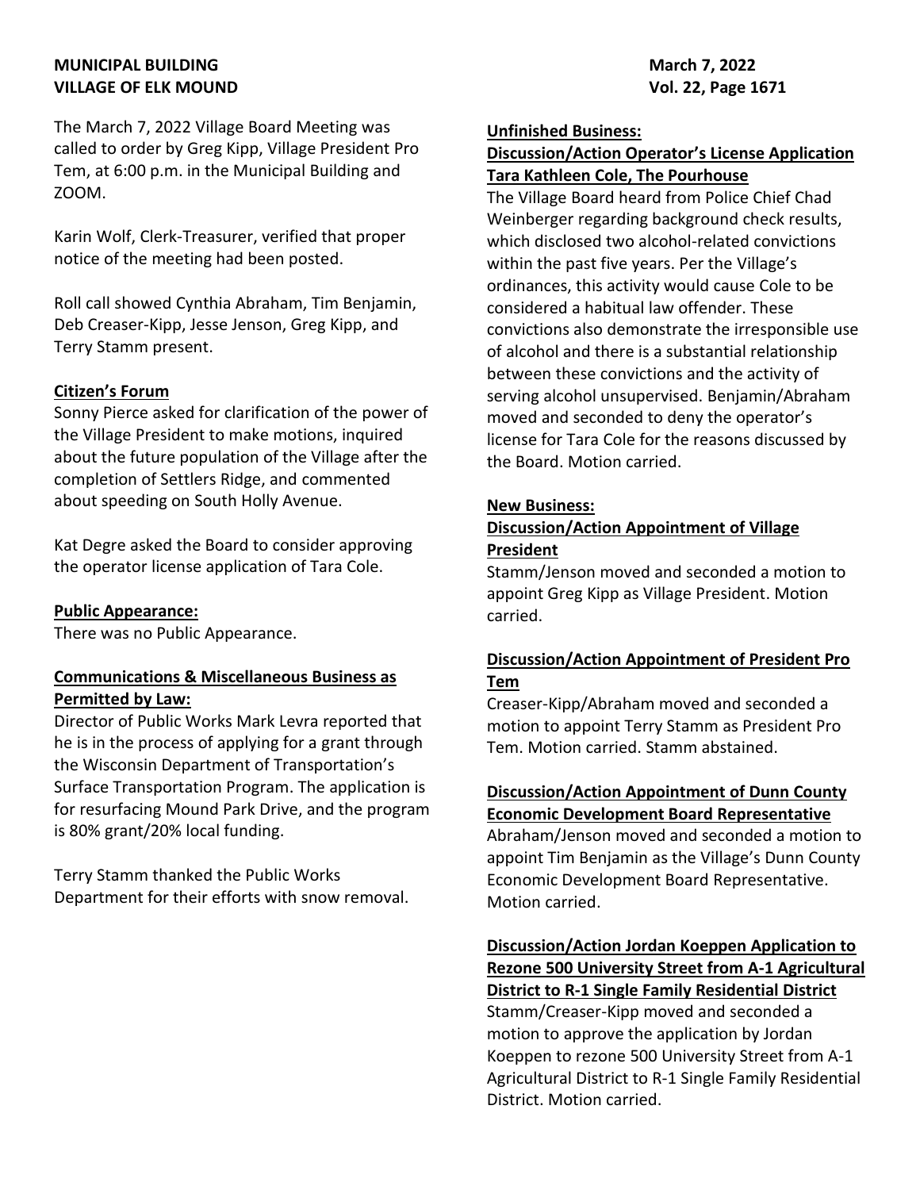**MUNICIPAL BUILDING**
**VILLAGE OF ELK MOUND**

**March 7, 2022**

The March 7, 2022 Village Board Meeting was called to order by Greg Kipp, Village President Pro Tem, at 6:00 p.m. in the Municipal Building and ZOOM.

Karin Wolf, Clerk-Treasurer, verified that proper notice of the meeting had been posted.

Roll call showed Cynthia Abraham, Tim Benjamin, Deb Creaser-Kipp, Jesse Jenson, Greg Kipp, and Terry Stamm present.

**Citizen's Forum**

Sonny Pierce asked for clarification of the power of the Village President to make motions, inquired about the future population of the Village after the completion of Settlers Ridge, and commented about speeding on South Holly Avenue.

Kat Degre asked the Board to consider approving the operator license application of Tara Cole.

**Public Appearance:**

There was no Public Appearance.

**Communications & Miscellaneous Business as Permitted by Law:**

Director of Public Works Mark Levra reported that he is in the process of applying for a grant through the Wisconsin Department of Transportation's Surface Transportation Program. The application is for resurfacing Mound Park Drive, and the program is 80% grant/20% local funding.

Terry Stamm thanked the Public Works Department for their efforts with snow removal.

**Unfinished Business:**

**Discussion/Action Operator's License Application Tara Kathleen Cole, The Pourhouse**

The Village Board heard from Police Chief Chad Weinberger regarding background check results, which disclosed two alcohol-related convictions within the past five years. Per the Village's ordinances, this activity would cause Cole to be considered a habitual law offender. These convictions also demonstrate the irresponsible use of alcohol and there is a substantial relationship between these convictions and the activity of serving alcohol unsupervised. Benjamin/Abraham moved and seconded to deny the operator's license for Tara Cole for the reasons discussed by the Board. Motion carried.

**New Business:**

**Discussion/Action Appointment of Village President**

Stamm/Jenson moved and seconded a motion to appoint Greg Kipp as Village President. Motion carried.

**Discussion/Action Appointment of President Pro Tem**

Creaser-Kipp/Abraham moved and seconded a motion to appoint Terry Stamm as President Pro Tem. Motion carried. Stamm abstained.

**Discussion/Action Appointment of Dunn County Economic Development Board Representative**

Abraham/Jenson moved and seconded a motion to appoint Tim Benjamin as the Village's Dunn County Economic Development Board Representative. Motion carried.

**Discussion/Action Jordan Koeppen Application to Rezone 500 University Street from A-1 Agricultural District to R-1 Single Family Residential District**

Stamm/Creaser-Kipp moved and seconded a motion to approve the application by Jordan Koeppen to rezone 500 University Street from A-1 Agricultural District to R-1 Single Family Residential District. Motion carried.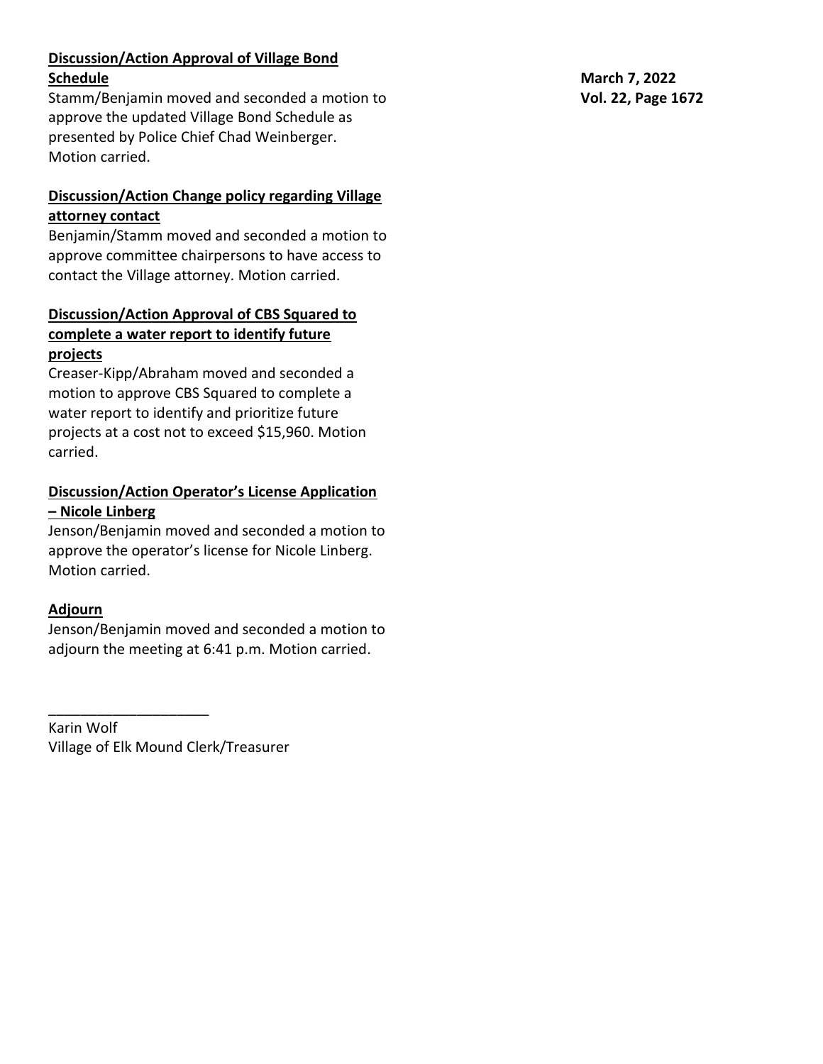**Discussion/Action Approval of Village Bond Schedule**

Stamm/Benjamin moved and seconded a motion to approve the updated Village Bond Schedule as presented by Police Chief Chad Weinberger. Motion carried.

**Discussion/Action Change policy regarding Village attorney contact**

Benjamin/Stamm moved and seconded a motion to approve committee chairpersons to have access to contact the Village attorney. Motion carried.

**Discussion/Action Approval of CBS Squared to complete a water report to identify future projects**

Creaser-Kipp/Abraham moved and seconded a motion to approve CBS Squared to complete a water report to identify and prioritize future projects at a cost not to exceed $15,960. Motion carried.

**Discussion/Action Operator's License Application – Nicole Linberg**

Jenson/Benjamin moved and seconded a motion to approve the operator's license for Nicole Linberg. Motion carried.

**Adjourn**

Jenson/Benjamin moved and seconded a motion to adjourn the meeting at 6:41 p.m. Motion carried.

____________________

Karin Wolf
Village of Elk Mound Clerk/Treasurer